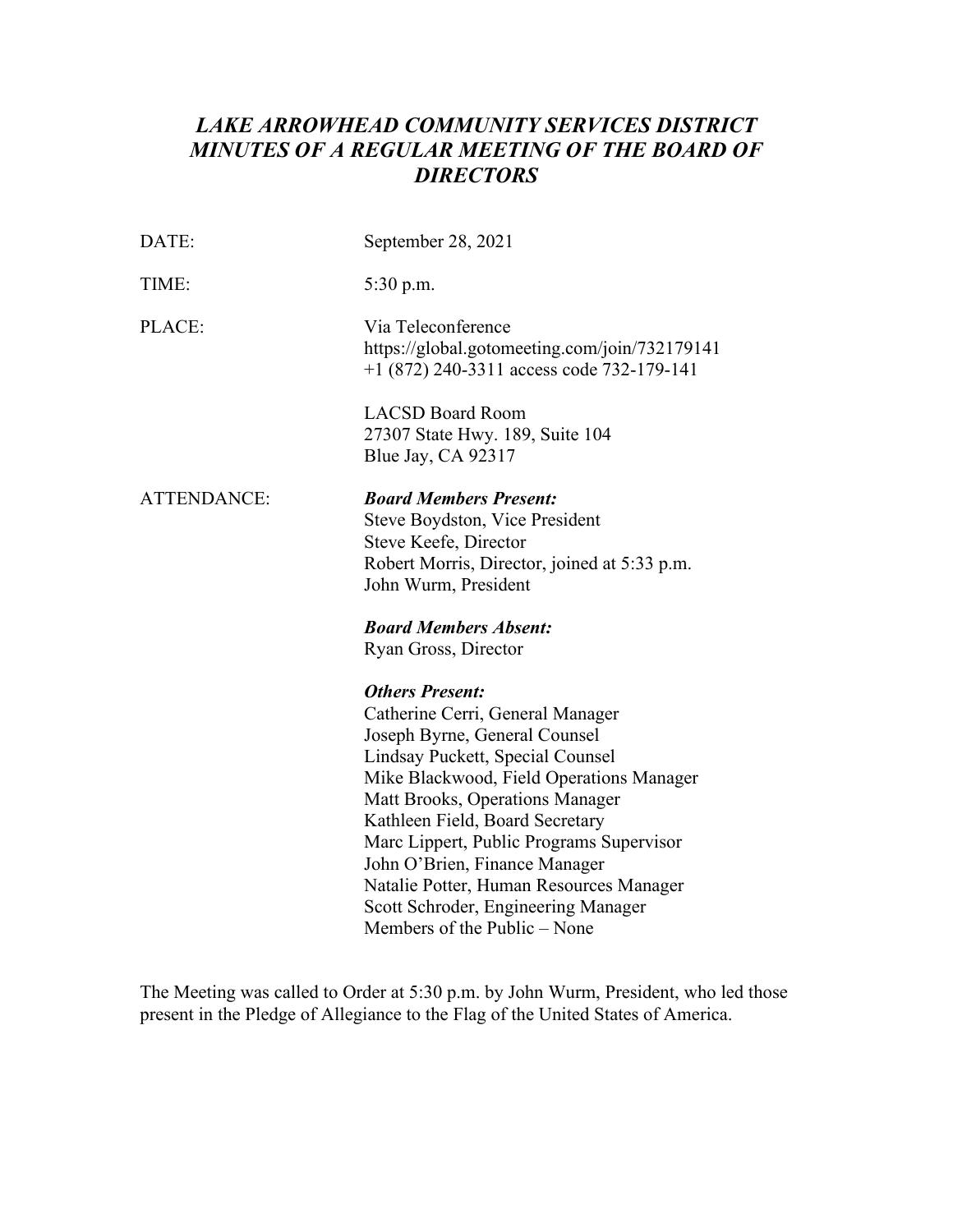# *LAKE ARROWHEAD COMMUNITY SERVICES DISTRICT MINUTES OF A REGULAR MEETING OF THE BOARD OF DIRECTORS*

DATE: September 28, 2021

TIME: 5:30 p.m.

PLACE: Via Teleconference
https://global.gotomeeting.com/join/732179141
+1 (872) 240-3311 access code 732-179-141

LACSD Board Room
27307 State Hwy. 189, Suite 104
Blue Jay, CA 92317

ATTENDANCE:

***Board Members Present:***
Steve Boydston, Vice President
Steve Keefe, Director
Robert Morris, Director, joined at 5:33 p.m.
John Wurm, President

***Board Members Absent:***
Ryan Gross, Director

***Others Present:***
Catherine Cerri, General Manager
Joseph Byrne, General Counsel
Lindsay Puckett, Special Counsel
Mike Blackwood, Field Operations Manager
Matt Brooks, Operations Manager
Kathleen Field, Board Secretary
Marc Lippert, Public Programs Supervisor
John O'Brien, Finance Manager
Natalie Potter, Human Resources Manager
Scott Schroder, Engineering Manager
Members of the Public – None

The Meeting was called to Order at 5:30 p.m. by John Wurm, President, who led those present in the Pledge of Allegiance to the Flag of the United States of America.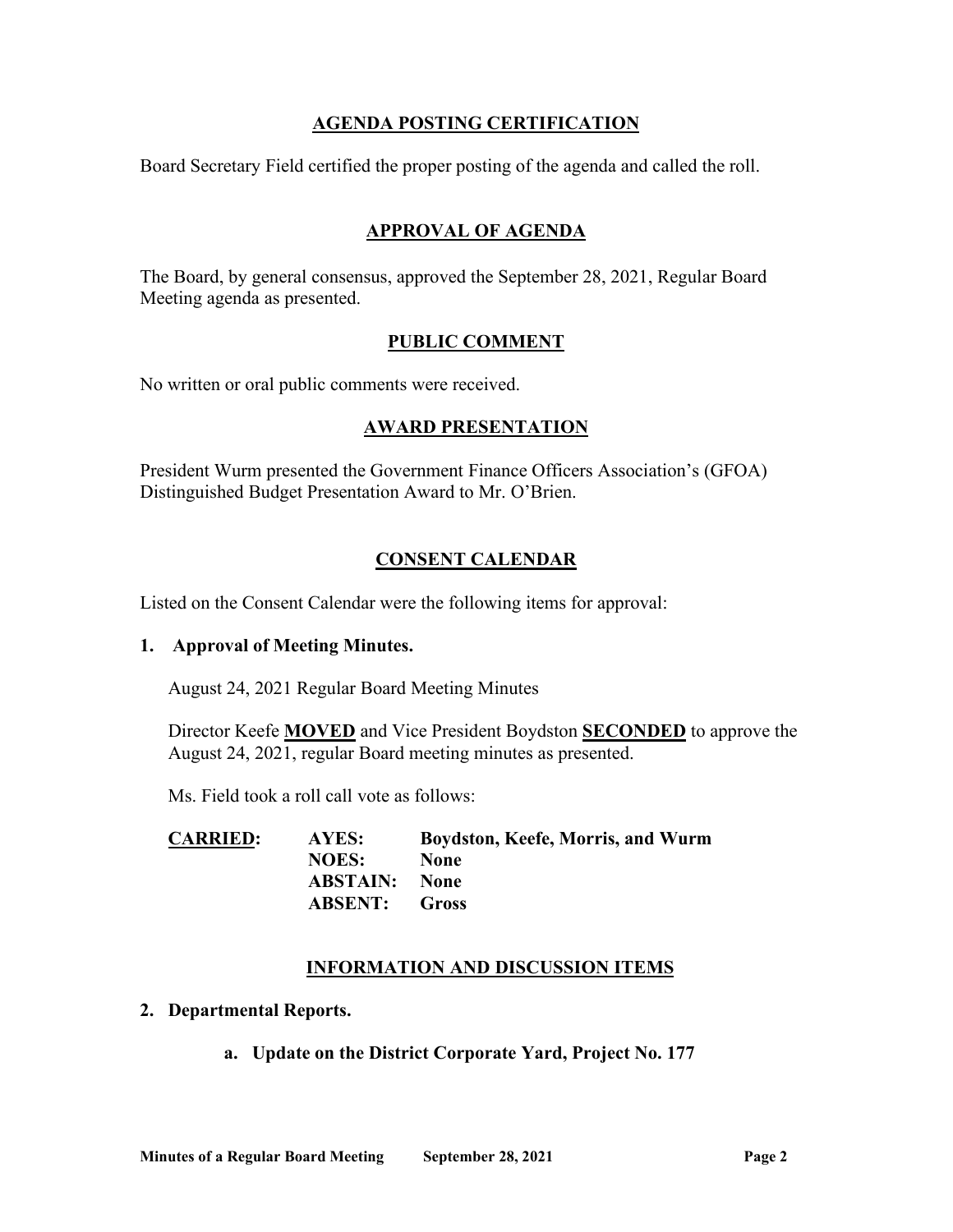## AGENDA POSTING CERTIFICATION

Board Secretary Field certified the proper posting of the agenda and called the roll.

## APPROVAL OF AGENDA

The Board, by general consensus, approved the September 28, 2021, Regular Board Meeting agenda as presented.

## PUBLIC COMMENT

No written or oral public comments were received.

## AWARD PRESENTATION

President Wurm presented the Government Finance Officers Association's (GFOA) Distinguished Budget Presentation Award to Mr. O'Brien.

## CONSENT CALENDAR

Listed on the Consent Calendar were the following items for approval:

**1. Approval of Meeting Minutes.**

August 24, 2021 Regular Board Meeting Minutes

Director Keefe **MOVED** and Vice President Boydston **SECONDED** to approve the August 24, 2021, regular Board meeting minutes as presented.

Ms. Field took a roll call vote as follows:

| | | |
|---|---|---|
| **CARRIED:** | **AYES:** | **Boydston, Keefe, Morris, and Wurm** |
| | **NOES:** | **None** |
| | **ABSTAIN:** | **None** |
| | **ABSENT:** | **Gross** |

## INFORMATION AND DISCUSSION ITEMS

**2. Departmental Reports.**

**a. Update on the District Corporate Yard, Project No. 177**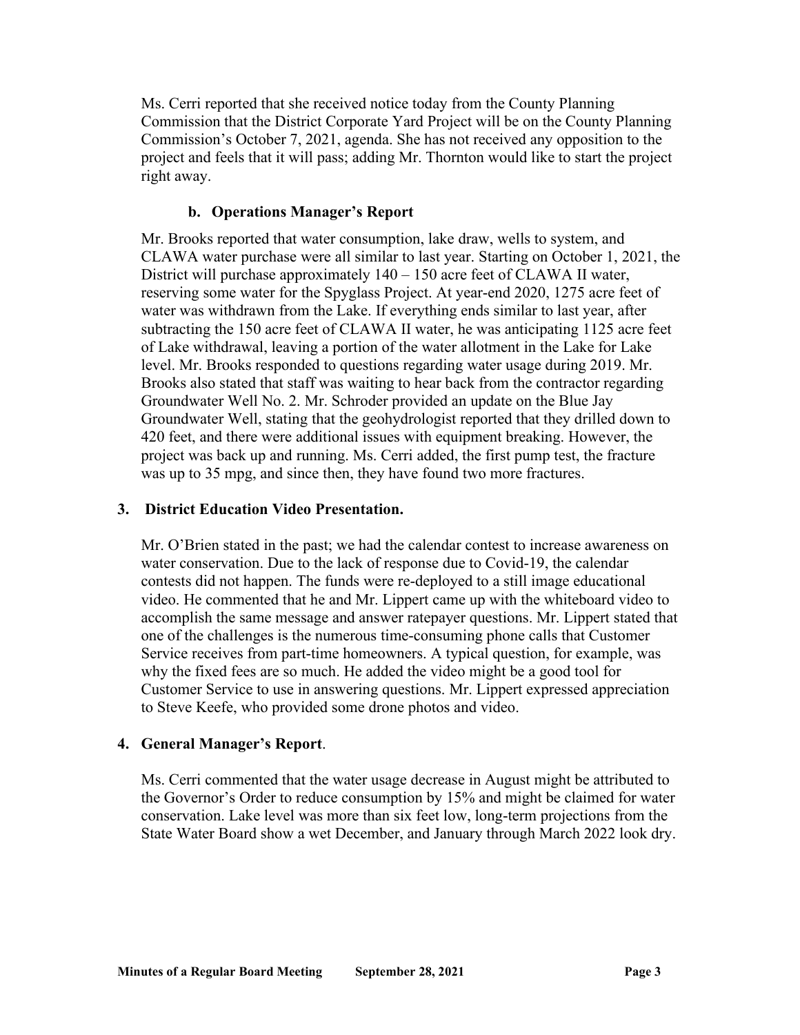Ms. Cerri reported that she received notice today from the County Planning Commission that the District Corporate Yard Project will be on the County Planning Commission's October 7, 2021, agenda. She has not received any opposition to the project and feels that it will pass; adding Mr. Thornton would like to start the project right away.

### b. Operations Manager's Report

Mr. Brooks reported that water consumption, lake draw, wells to system, and CLAWA water purchase were all similar to last year. Starting on October 1, 2021, the District will purchase approximately 140 – 150 acre feet of CLAWA II water, reserving some water for the Spyglass Project. At year-end 2020, 1275 acre feet of water was withdrawn from the Lake. If everything ends similar to last year, after subtracting the 150 acre feet of CLAWA II water, he was anticipating 1125 acre feet of Lake withdrawal, leaving a portion of the water allotment in the Lake for Lake level. Mr. Brooks responded to questions regarding water usage during 2019. Mr. Brooks also stated that staff was waiting to hear back from the contractor regarding Groundwater Well No. 2. Mr. Schroder provided an update on the Blue Jay Groundwater Well, stating that the geohydrologist reported that they drilled down to 420 feet, and there were additional issues with equipment breaking. However, the project was back up and running. Ms. Cerri added, the first pump test, the fracture was up to 35 mpg, and since then, they have found two more fractures.

## 3. District Education Video Presentation.

Mr. O'Brien stated in the past; we had the calendar contest to increase awareness on water conservation. Due to the lack of response due to Covid-19, the calendar contests did not happen. The funds were re-deployed to a still image educational video. He commented that he and Mr. Lippert came up with the whiteboard video to accomplish the same message and answer ratepayer questions. Mr. Lippert stated that one of the challenges is the numerous time-consuming phone calls that Customer Service receives from part-time homeowners. A typical question, for example, was why the fixed fees are so much. He added the video might be a good tool for Customer Service to use in answering questions. Mr. Lippert expressed appreciation to Steve Keefe, who provided some drone photos and video.

## 4. General Manager's Report.

Ms. Cerri commented that the water usage decrease in August might be attributed to the Governor's Order to reduce consumption by 15% and might be claimed for water conservation. Lake level was more than six feet low, long-term projections from the State Water Board show a wet December, and January through March 2022 look dry.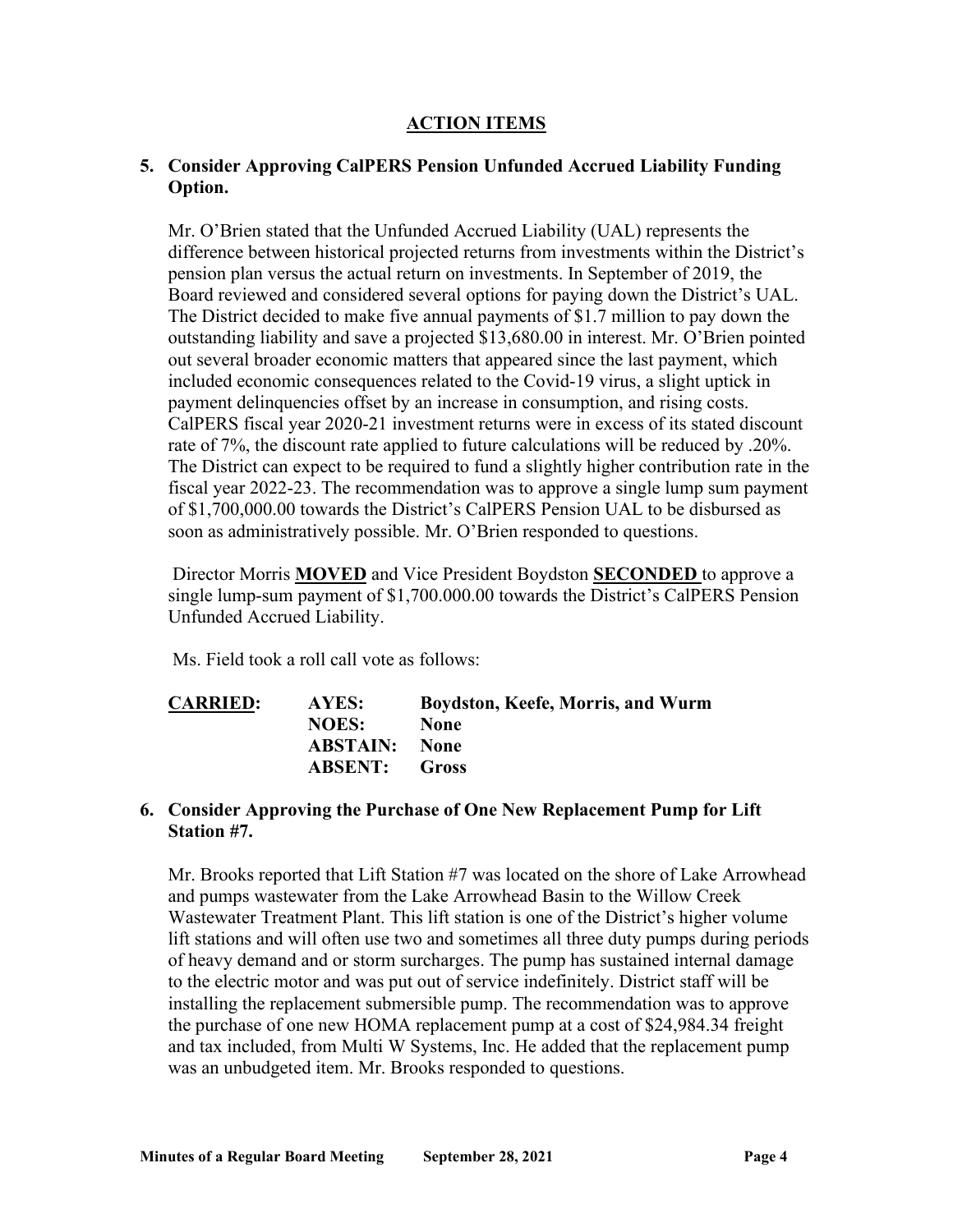## ACTION ITEMS

### 5. Consider Approving CalPERS Pension Unfunded Accrued Liability Funding Option.

Mr. O'Brien stated that the Unfunded Accrued Liability (UAL) represents the difference between historical projected returns from investments within the District's pension plan versus the actual return on investments. In September of 2019, the Board reviewed and considered several options for paying down the District's UAL. The District decided to make five annual payments of $1.7 million to pay down the outstanding liability and save a projected $13,680.00 in interest. Mr. O'Brien pointed out several broader economic matters that appeared since the last payment, which included economic consequences related to the Covid-19 virus, a slight uptick in payment delinquencies offset by an increase in consumption, and rising costs. CalPERS fiscal year 2020-21 investment returns were in excess of its stated discount rate of 7%, the discount rate applied to future calculations will be reduced by .20%. The District can expect to be required to fund a slightly higher contribution rate in the fiscal year 2022-23. The recommendation was to approve a single lump sum payment of $1,700,000.00 towards the District's CalPERS Pension UAL to be disbursed as soon as administratively possible. Mr. O'Brien responded to questions.

Director Morris **MOVED** and Vice President Boydston **SECONDED** to approve a single lump-sum payment of $1,700.000.00 towards the District's CalPERS Pension Unfunded Accrued Liability.

Ms. Field took a roll call vote as follows:

| **CARRIED:** | **AYES:** | **Boydston, Keefe, Morris, and Wurm** |
|---|---|---|
| | **NOES:** | **None** |
| | **ABSTAIN:** | **None** |
| | **ABSENT:** | **Gross** |

### 6. Consider Approving the Purchase of One New Replacement Pump for Lift Station #7.

Mr. Brooks reported that Lift Station #7 was located on the shore of Lake Arrowhead and pumps wastewater from the Lake Arrowhead Basin to the Willow Creek Wastewater Treatment Plant. This lift station is one of the District's higher volume lift stations and will often use two and sometimes all three duty pumps during periods of heavy demand and or storm surcharges. The pump has sustained internal damage to the electric motor and was put out of service indefinitely. District staff will be installing the replacement submersible pump. The recommendation was to approve the purchase of one new HOMA replacement pump at a cost of $24,984.34 freight and tax included, from Multi W Systems, Inc. He added that the replacement pump was an unbudgeted item. Mr. Brooks responded to questions.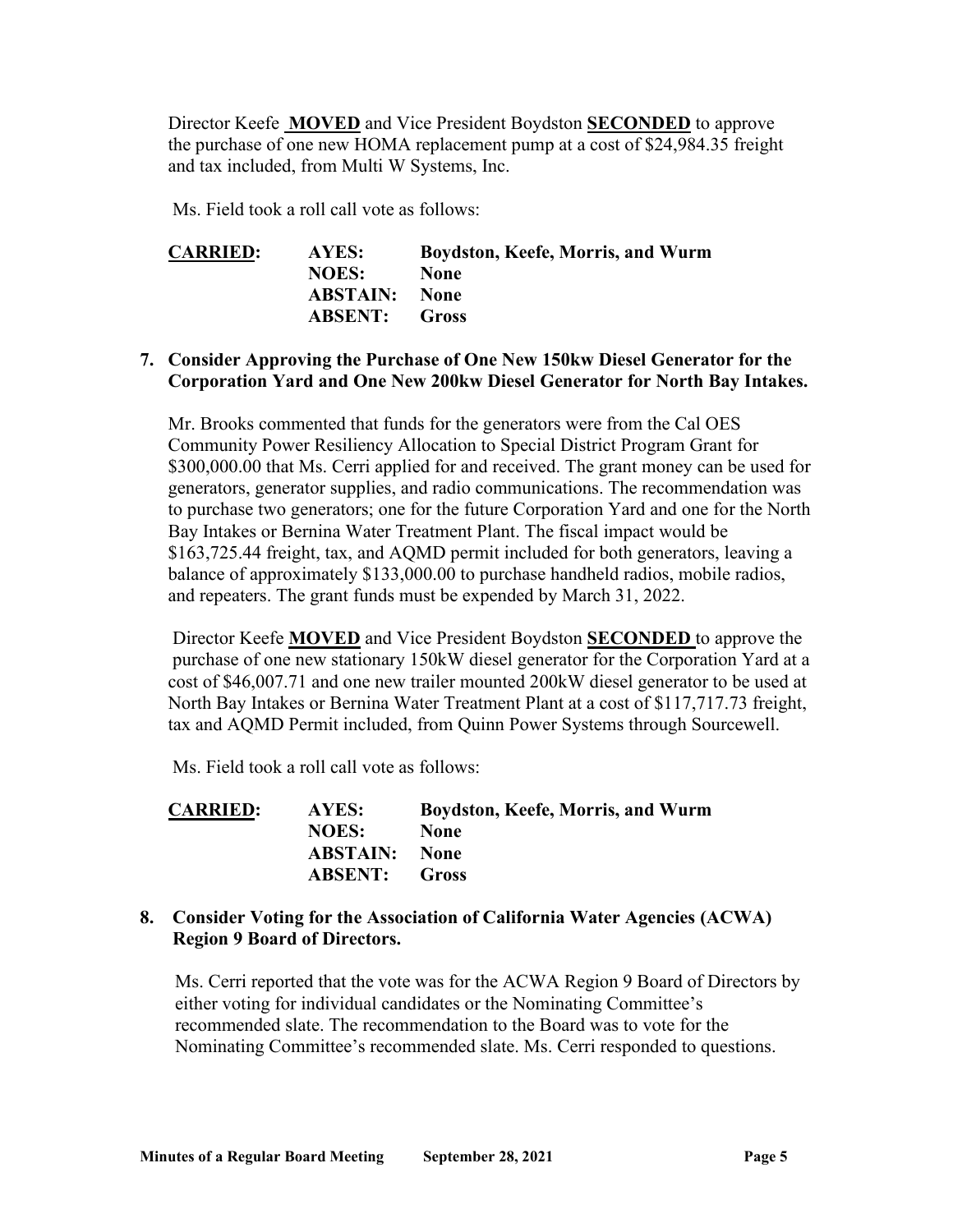Director Keefe **MOVED** and Vice President Boydston **SECONDED** to approve the purchase of one new HOMA replacement pump at a cost of $24,984.35 freight and tax included, from Multi W Systems, Inc.

Ms. Field took a roll call vote as follows:

| **CARRIED:** | **AYES:** | **Boydston, Keefe, Morris, and Wurm** |
|---|---|---|
| | **NOES:** | **None** |
| | **ABSTAIN:** | **None** |
| | **ABSENT:** | **Gross** |

**7. Consider Approving the Purchase of One New 150kw Diesel Generator for the Corporation Yard and One New 200kw Diesel Generator for North Bay Intakes.**

Mr. Brooks commented that funds for the generators were from the Cal OES Community Power Resiliency Allocation to Special District Program Grant for $300,000.00 that Ms. Cerri applied for and received. The grant money can be used for generators, generator supplies, and radio communications. The recommendation was to purchase two generators; one for the future Corporation Yard and one for the North Bay Intakes or Bernina Water Treatment Plant. The fiscal impact would be $163,725.44 freight, tax, and AQMD permit included for both generators, leaving a balance of approximately $133,000.00 to purchase handheld radios, mobile radios, and repeaters. The grant funds must be expended by March 31, 2022.

Director Keefe **MOVED** and Vice President Boydston **SECONDED** to approve the purchase of one new stationary 150kW diesel generator for the Corporation Yard at a cost of $46,007.71 and one new trailer mounted 200kW diesel generator to be used at North Bay Intakes or Bernina Water Treatment Plant at a cost of $117,717.73 freight, tax and AQMD Permit included, from Quinn Power Systems through Sourcewell.

Ms. Field took a roll call vote as follows:

| **CARRIED:** | **AYES:** | **Boydston, Keefe, Morris, and Wurm** |
|---|---|---|
| | **NOES:** | **None** |
| | **ABSTAIN:** | **None** |
| | **ABSENT:** | **Gross** |

**8. Consider Voting for the Association of California Water Agencies (ACWA) Region 9 Board of Directors.**

Ms. Cerri reported that the vote was for the ACWA Region 9 Board of Directors by either voting for individual candidates or the Nominating Committee's recommended slate. The recommendation to the Board was to vote for the Nominating Committee's recommended slate. Ms. Cerri responded to questions.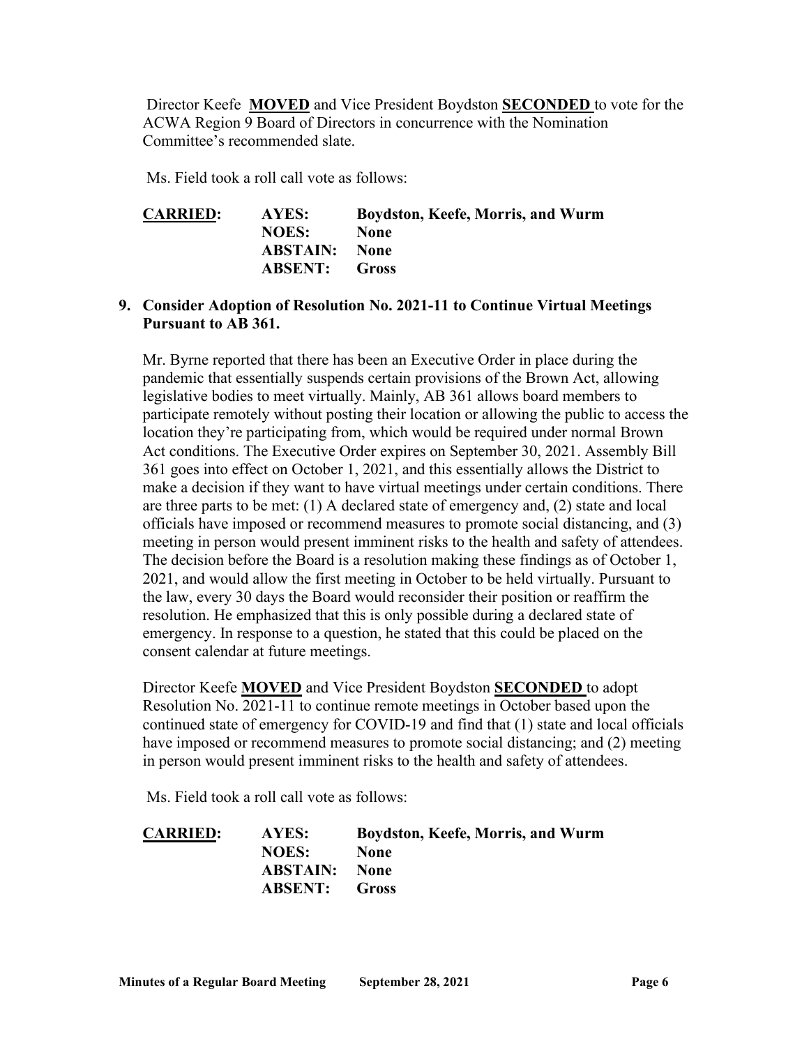Director Keefe **MOVED** and Vice President Boydston **SECONDED** to vote for the ACWA Region 9 Board of Directors in concurrence with the Nomination Committee's recommended slate.

Ms. Field took a roll call vote as follows:

| **CARRIED:** | **AYES:** | **Boydston, Keefe, Morris, and Wurm** |
|---|---|---|
| | **NOES:** | **None** |
| | **ABSTAIN:** | **None** |
| | **ABSENT:** | **Gross** |

**9. Consider Adoption of Resolution No. 2021-11 to Continue Virtual Meetings Pursuant to AB 361.**

Mr. Byrne reported that there has been an Executive Order in place during the pandemic that essentially suspends certain provisions of the Brown Act, allowing legislative bodies to meet virtually. Mainly, AB 361 allows board members to participate remotely without posting their location or allowing the public to access the location they're participating from, which would be required under normal Brown Act conditions. The Executive Order expires on September 30, 2021. Assembly Bill 361 goes into effect on October 1, 2021, and this essentially allows the District to make a decision if they want to have virtual meetings under certain conditions. There are three parts to be met: (1) A declared state of emergency and, (2) state and local officials have imposed or recommend measures to promote social distancing, and (3) meeting in person would present imminent risks to the health and safety of attendees. The decision before the Board is a resolution making these findings as of October 1, 2021, and would allow the first meeting in October to be held virtually. Pursuant to the law, every 30 days the Board would reconsider their position or reaffirm the resolution. He emphasized that this is only possible during a declared state of emergency. In response to a question, he stated that this could be placed on the consent calendar at future meetings.

Director Keefe **MOVED** and Vice President Boydston **SECONDED** to adopt Resolution No. 2021-11 to continue remote meetings in October based upon the continued state of emergency for COVID-19 and find that (1) state and local officials have imposed or recommend measures to promote social distancing; and (2) meeting in person would present imminent risks to the health and safety of attendees.

Ms. Field took a roll call vote as follows:

| **CARRIED:** | **AYES:** | **Boydston, Keefe, Morris, and Wurm** |
|---|---|---|
| | **NOES:** | **None** |
| | **ABSTAIN:** | **None** |
| | **ABSENT:** | **Gross** |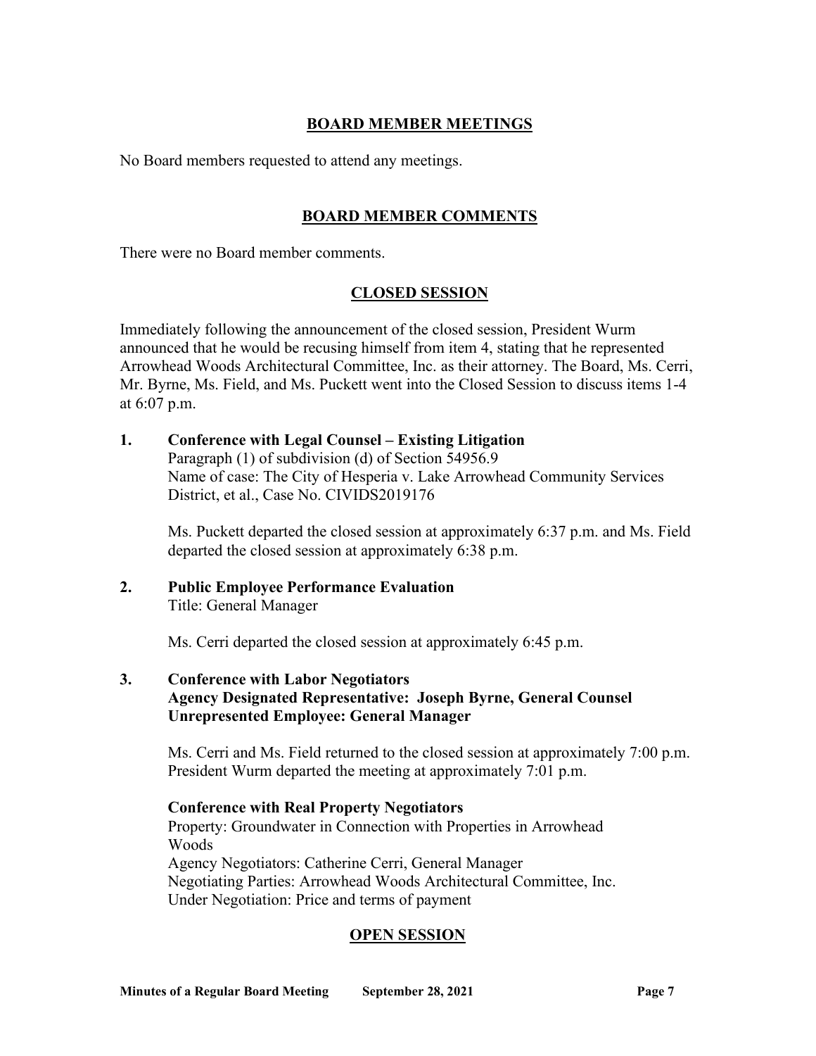## BOARD MEMBER MEETINGS

No Board members requested to attend any meetings.

## BOARD MEMBER COMMENTS

There were no Board member comments.

## CLOSED SESSION

Immediately following the announcement of the closed session, President Wurm announced that he would be recusing himself from item 4, stating that he represented Arrowhead Woods Architectural Committee, Inc. as their attorney. The Board, Ms. Cerri, Mr. Byrne, Ms. Field, and Ms. Puckett went into the Closed Session to discuss items 1-4 at 6:07 p.m.

**1. Conference with Legal Counsel – Existing Litigation**
Paragraph (1) of subdivision (d) of Section 54956.9
Name of case: The City of Hesperia v. Lake Arrowhead Community Services District, et al., Case No. CIVIDS2019176

Ms. Puckett departed the closed session at approximately 6:37 p.m. and Ms. Field departed the closed session at approximately 6:38 p.m.

**2. Public Employee Performance Evaluation**
Title: General Manager

Ms. Cerri departed the closed session at approximately 6:45 p.m.

**3. Conference with Labor Negotiators**
**Agency Designated Representative: Joseph Byrne, General Counsel**
**Unrepresented Employee: General Manager**

Ms. Cerri and Ms. Field returned to the closed session at approximately 7:00 p.m. President Wurm departed the meeting at approximately 7:01 p.m.

**Conference with Real Property Negotiators**
Property: Groundwater in Connection with Properties in Arrowhead Woods
Agency Negotiators: Catherine Cerri, General Manager
Negotiating Parties: Arrowhead Woods Architectural Committee, Inc.
Under Negotiation: Price and terms of payment

## OPEN SESSION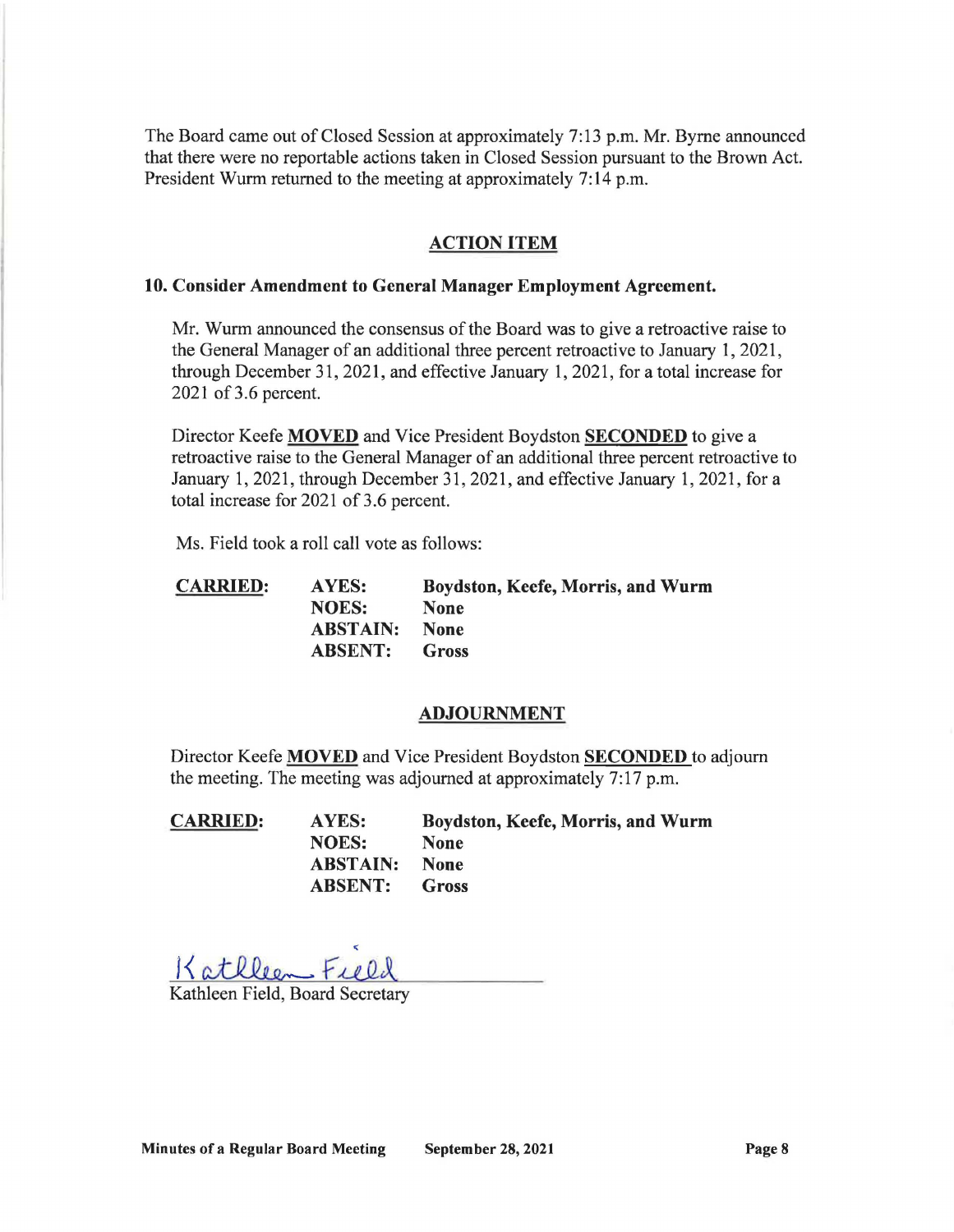The Board came out of Closed Session at approximately 7:13 p.m. Mr. Byrne announced that there were no reportable actions taken in Closed Session pursuant to the Brown Act. President Wurm returned to the meeting at approximately 7:14 p.m.

## ACTION ITEM

### 10. Consider Amendment to General Manager Employment Agreement.

Mr. Wurm announced the consensus of the Board was to give a retroactive raise to the General Manager of an additional three percent retroactive to January 1, 2021, through December 31, 2021, and effective January 1, 2021, for a total increase for 2021 of 3.6 percent.

Director Keefe **MOVED** and Vice President Boydston **SECONDED** to give a retroactive raise to the General Manager of an additional three percent retroactive to January 1, 2021, through December 31, 2021, and effective January 1, 2021, for a total increase for 2021 of 3.6 percent.

Ms. Field took a roll call vote as follows:

| | | |
|---|---|---|
| **CARRIED:** | **AYES:** | **Boydston, Keefe, Morris, and Wurm** |
| | **NOES:** | **None** |
| | **ABSTAIN:** | **None** |
| | **ABSENT:** | **Gross** |

## ADJOURNMENT

Director Keefe **MOVED** and Vice President Boydston **SECONDED** to adjourn the meeting. The meeting was adjourned at approximately 7:17 p.m.

| | | |
|---|---|---|
| **CARRIED:** | **AYES:** | **Boydston, Keefe, Morris, and Wurm** |
| | **NOES:** | **None** |
| | **ABSTAIN:** | **None** |
| | **ABSENT:** | **Gross** |

Kathleen Field

Kathleen Field, Board Secretary